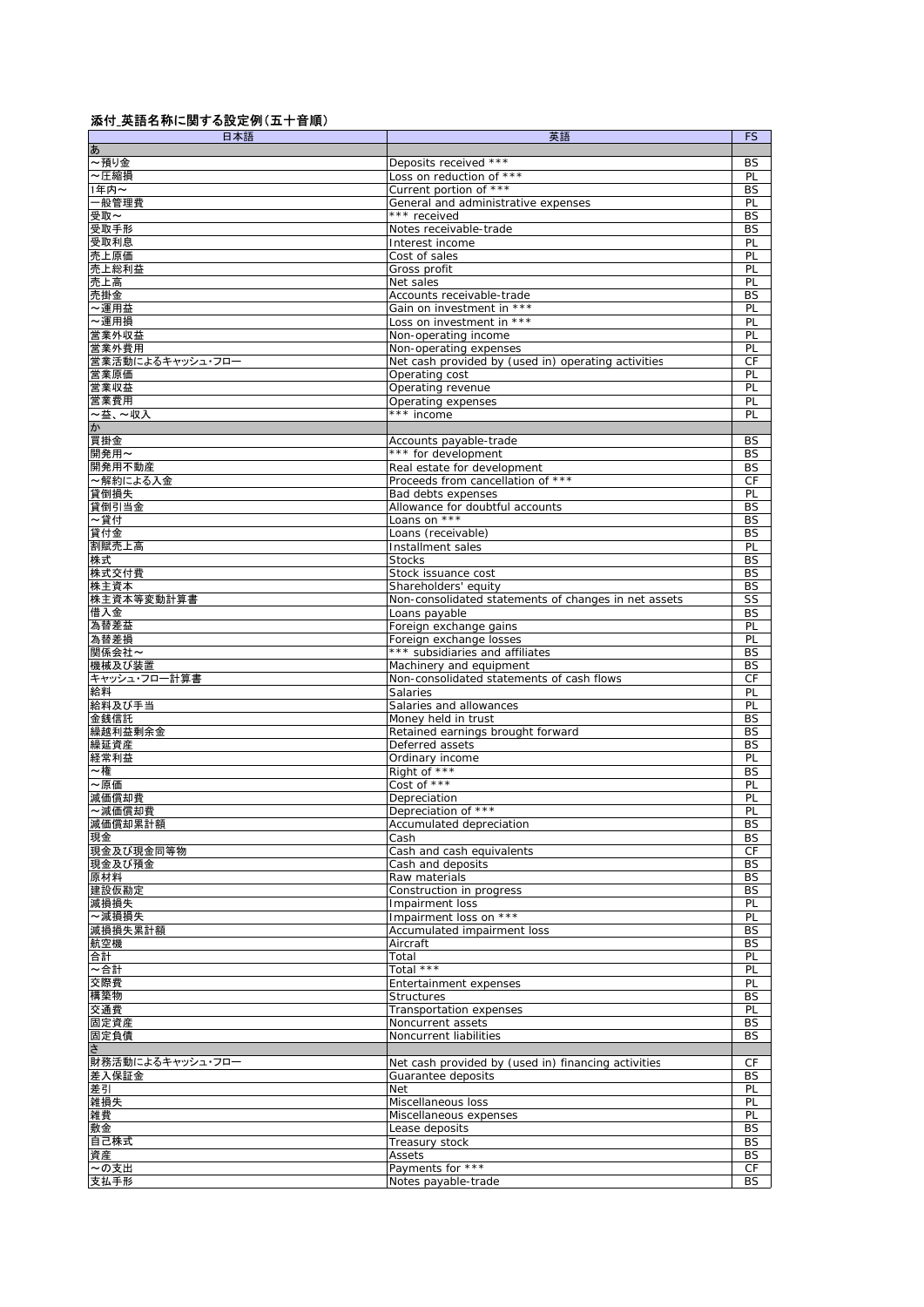添付_英語名称に関する設定例(五十音順)

| 日本語 | 英語 | FS |
|---|---|---|
| あ | | |
| ～預り金 | Deposits received *** | BS |
| ～圧縮損 | Loss on reduction of *** | PL |
| 1年内～ | Current portion of *** | BS |
| 一般管理費 | General and administrative expenses | PL |
| 受取～ | *** received | BS |
| 受取手形 | Notes receivable-trade | BS |
| 受取利息 | Interest income | PL |
| 売上原価 | Cost of sales | PL |
| 売上総利益 | Gross profit | PL |
| 売上高 | Net sales | PL |
| 売掛金 | Accounts receivable-trade | BS |
| ～運用益 | Gain on investment in *** | PL |
| ～運用損 | Loss on investment in *** | PL |
| 営業外収益 | Non-operating income | PL |
| 営業外費用 | Non-operating expenses | PL |
| 営業活動によるキャッシュ・フロー | Net cash provided by (used in) operating activities | CF |
| 営業原価 | Operating cost | PL |
| 営業収益 | Operating revenue | PL |
| 営業費用 | Operating expenses | PL |
| ～益、～収入 | *** income | PL |
| か | | |
| 買掛金 | Accounts payable-trade | BS |
| 開発用～ | *** for development | BS |
| 開発用不動産 | Real estate for development | BS |
| ～解約による入金 | Proceeds from cancellation of *** | CF |
| 貸倒損失 | Bad debts expenses | PL |
| 貸倒引当金 | Allowance for doubtful accounts | BS |
| ～貸付 | Loans on *** | BS |
| 貸付金 | Loans (receivable) | BS |
| 割賦売上高 | Installment sales | PL |
| 株式 | Stocks | BS |
| 株式交付費 | Stock issuance cost | BS |
| 株主資本 | Shareholders' equity | BS |
| 株主資本等変動計算書 | Non-consolidated statements of changes in net assets | SS |
| 借入金 | Loans payable | BS |
| 為替差益 | Foreign exchange gains | PL |
| 為替差損 | Foreign exchange losses | PL |
| 関係会社～ | *** subsidiaries and affiliates | BS |
| 機械及び装置 | Machinery and equipment | BS |
| キャッシュ・フロー計算書 | Non-consolidated statements of cash flows | CF |
| 給料 | Salaries | PL |
| 給料及び手当 | Salaries and allowances | PL |
| 金銭信託 | Money held in trust | BS |
| 繰越利益剰余金 | Retained earnings brought forward | BS |
| 繰延資産 | Deferred assets | BS |
| 経常利益 | Ordinary income | PL |
| ～権 | Right of *** | BS |
| ～原価 | Cost of *** | PL |
| 減価償却費 | Depreciation | PL |
| ～減価償却費 | Depreciation of *** | PL |
| 減価償却累計額 | Accumulated depreciation | BS |
| 現金 | Cash | BS |
| 現金及び現金同等物 | Cash and cash equivalents | CF |
| 現金及び預金 | Cash and deposits | BS |
| 原材料 | Raw materials | BS |
| 建設仮勘定 | Construction in progress | BS |
| 減損損失 | Impairment loss | PL |
| ～減損損失 | Impairment loss on *** | PL |
| 減損損失累計額 | Accumulated impairment loss | BS |
| 航空機 | Aircraft | BS |
| 合計 | Total | PL |
| ～合計 | Total *** | PL |
| 交際費 | Entertainment expenses | PL |
| 構築物 | Structures | BS |
| 交通費 | Transportation expenses | PL |
| 固定資産 | Noncurrent assets | BS |
| 固定負債 | Noncurrent liabilities | BS |
| さ | | |
| 財務活動によるキャッシュ・フロー | Net cash provided by (used in) financing activities | CF |
| 差入保証金 | Guarantee deposits | BS |
| 差引 | Net | PL |
| 雑損失 | Miscellaneous loss | PL |
| 雑費 | Miscellaneous expenses | PL |
| 敷金 | Lease deposits | BS |
| 自己株式 | Treasury stock | BS |
| 資産 | Assets | BS |
| ～の支出 | Payments for *** | CF |
| 支払手形 | Notes payable-trade | BS |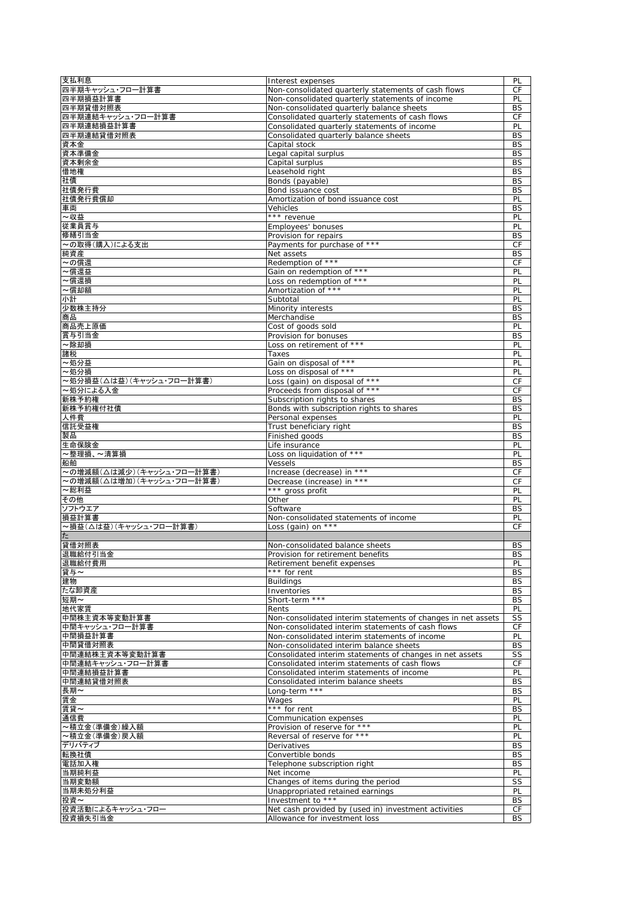| | | |
|---|---|---|
| 支払利息 | Interest expenses | PL |
| 四半期キャッシュ･フロー計算書 | Non-consolidated quarterly statements of cash flows | CF |
| 四半期損益計算書 | Non-consolidated quarterly statements of income | PL |
| 四半期貸借対照表 | Non-consolidated quarterly balance sheets | BS |
| 四半期連結キャッシュ･フロー計算書 | Consolidated quarterly statements of cash flows | CF |
| 四半期連結損益計算書 | Consolidated quarterly statements of income | PL |
| 四半期連結貸借対照表 | Consolidated quarterly balance sheets | BS |
| 資本金 | Capital stock | BS |
| 資本準備金 | Legal capital surplus | BS |
| 資本剰余金 | Capital surplus | BS |
| 借地権 | Leasehold right | BS |
| 社債 | Bonds (payable) | BS |
| 社債発行費 | Bond issuance cost | BS |
| 社債発行費償却 | Amortization of bond issuance cost | PL |
| 車両 | Vehicles | BS |
| ～収益 | *** revenue | PL |
| 従業員賞与 | Employees' bonuses | PL |
| 修繕引当金 | Provision for repairs | BS |
| ～の取得(購入)による支出 | Payments for purchase of *** | CF |
| 純資産 | Net assets | BS |
| ～の償還 | Redemption of *** | CF |
| ～償還益 | Gain on redemption of *** | PL |
| ～償還損 | Loss on redemption of *** | PL |
| ～償却額 | Amortization of *** | PL |
| 小計 | Subtotal | PL |
| 少数株主持分 | Minority interests | BS |
| 商品 | Merchandise | BS |
| 商品売上原価 | Cost of goods sold | PL |
| 賞与引当金 | Provision for bonuses | BS |
| ～除却損 | Loss on retirement of *** | PL |
| 諸税 | Taxes | PL |
| ～処分益 | Gain on disposal of *** | PL |
| ～処分損 | Loss on disposal of *** | PL |
| ～処分損益(△は益)(キャッシュ･フロー計算書) | Loss (gain) on disposal of *** | CF |
| ～処分による入金 | Proceeds from disposal of *** | CF |
| 新株予約権 | Subscription rights to shares | BS |
| 新株予約権付社債 | Bonds with subscription rights to shares | BS |
| 人件費 | Personal expenses | PL |
| 信託受益権 | Trust beneficiary right | BS |
| 製品 | Finished goods | BS |
| 生命保険金 | Life insurance | PL |
| ～整理損、～清算損 | Loss on liquidation of *** | PL |
| 船舶 | Vessels | BS |
| ～の増減額(△は減少)(キャッシュ･フロー計算書) | Increase (decrease) in *** | CF |
| ～の増減額(△は増加)(キャッシュ･フロー計算書) | Decrease (increase) in *** | CF |
| ～総利益 | *** gross profit | PL |
| その他 | Other | PL |
| ソフトウエア | Software | BS |
| 損益計算書 | Non-consolidated statements of income | PL |
| ～損益(△は益)(キャッシュ･フロー計算書) | Loss (gain) on *** | CF |
| た | | |
| 貸借対照表 | Non-consolidated balance sheets | BS |
| 退職給付引当金 | Provision for retirement benefits | BS |
| 退職給付費用 | Retirement benefit expenses | PL |
| 貸与～ | *** for rent | BS |
| 建物 | Buildings | BS |
| たな卸資産 | Inventories | BS |
| 短期～ | Short-term *** | BS |
| 地代家賃 | Rents | PL |
| 中間株主資本等変動計算書 | Non-consolidated interim statements of changes in net assets | SS |
| 中間キャッシュ･フロー計算書 | Non-consolidated interim statements of cash flows | CF |
| 中間損益計算書 | Non-consolidated interim statements of income | PL |
| 中間貸借対照表 | Non-consolidated interim balance sheets | BS |
| 中間連結株主資本等変動計算書 | Consolidated interim statements of changes in net assets | SS |
| 中間連結キャッシュ･フロー計算書 | Consolidated interim statements of cash flows | CF |
| 中間連結損益計算書 | Consolidated interim statements of income | PL |
| 中間連結貸借対照表 | Consolidated interim balance sheets | BS |
| 長期～ | Long-term *** | BS |
| 賃金 | Wages | PL |
| 賃貸～ | *** for rent | BS |
| 通信費 | Communication expenses | PL |
| ～積立金(準備金)繰入額 | Provision of reserve for *** | PL |
| ～積立金(準備金)戻入額 | Reversal of reserve for *** | PL |
| デリバティブ | Derivatives | BS |
| 転換社債 | Convertible bonds | BS |
| 電話加入権 | Telephone subscription right | BS |
| 当期純利益 | Net income | PL |
| 当期変動額 | Changes of items during the period | SS |
| 当期未処分利益 | Unappropriated retained earnings | PL |
| 投資～ | Investment to *** | BS |
| 投資活動によるキャッシュ･フロー | Net cash provided by (used in) investment activities | CF |
| 投資損失引当金 | Allowance for investment loss | BS |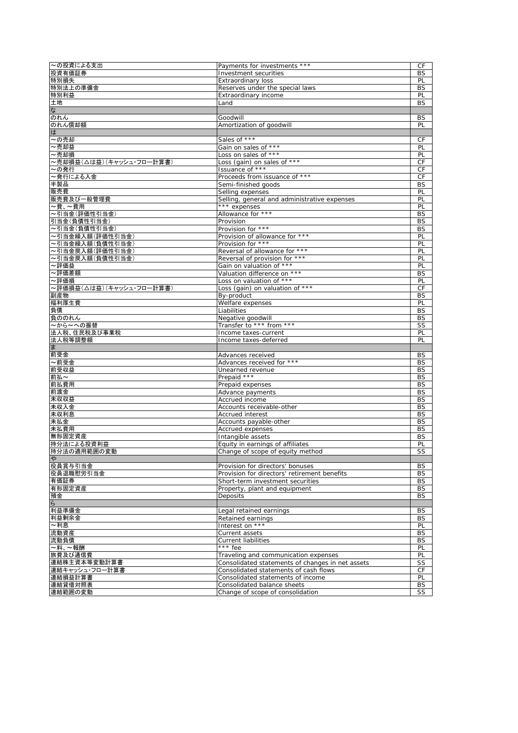| | | |
|---|---|---|
| ～の投資による支出 | Payments for investments *** | CF |
| 投資有価証券 | Investment securities | BS |
| 特別損失 | Extraordinary loss | PL |
| 特別法上の準備金 | Reserves under the special laws | BS |
| 特別利益 | Extraordinary income | PL |
| 土地 | Land | BS |
| な | | |
| のれん | Goodwill | BS |
| のれん償却額 | Amortization of goodwill | PL |
| は | | |
| ～の売却 | Sales of *** | CF |
| ～売却益 | Gain on sales of *** | PL |
| ～売却損 | Loss on sales of *** | PL |
| ～売却損益(△は益)(キャッシュ･フロー計算書) | Loss (gain) on sales of *** | CF |
| ～の発行 | Issuance of *** | CF |
| ～発行による入金 | Proceeds from issuance of *** | CF |
| 半製品 | Semi-finished goods | BS |
| 販売費 | Selling expenses | PL |
| 販売費及び一般管理費 | Selling, general and administrative expenses | PL |
| ～費、～費用 | *** expenses | PL |
| ～引当金(評価性引当金) | Allowance for *** | BS |
| 引当金(負債性引当金) | Provision | BS |
| ～引当金(負債性引当金) | Provision for *** | BS |
| ～引当金繰入額(評価性引当金) | Provision of allowance for *** | PL |
| ～引当金繰入額(負債性引当金) | Provision for *** | PL |
| ～引当金戻入額(評価性引当金) | Reversal of allowance for *** | PL |
| ～引当金戻入額(負債性引当金) | Reversal of provision for *** | PL |
| ～評価益 | Gain on valuation of *** | PL |
| ～評価差額 | Valuation difference on *** | BS |
| ～評価損 | Loss on valuation of *** | PL |
| ～評価損益(△は益)(キャッシュ･フロー計算書) | Loss (gain) on valuation of *** | CF |
| 副産物 | By-product | BS |
| 福利厚生費 | Welfare expenses | PL |
| 負債 | Liabilities | BS |
| 負ののれん | Negative goodwill | BS |
| ～から～への振替 | Transfer to *** from *** | SS |
| 法人税、住民税及び事業税 | Income taxes-current | PL |
| 法人税等調整額 | Income taxes-deferred | PL |
| ま | | |
| 前受金 | Advances received | BS |
| ～前受金 | Advances received for *** | BS |
| 前受収益 | Unearned revenue | BS |
| 前払～ | Prepaid *** | BS |
| 前払費用 | Prepaid expenses | BS |
| 前渡金 | Advance payments | BS |
| 未収収益 | Accrued income | BS |
| 未収入金 | Accounts receivable-other | BS |
| 未収利息 | Accrued interest | BS |
| 未払金 | Accounts payable-other | BS |
| 未払費用 | Accrued expenses | BS |
| 無形固定資産 | Intangible assets | BS |
| 持分法による投資利益 | Equity in earnings of affiliates | PL |
| 持分法の適用範囲の変動 | Change of scope of equity method | SS |
| や | | |
| 役員賞与引当金 | Provision for directors' bonuses | BS |
| 役員退職慰労引当金 | Provision for directors' retirement benefits | BS |
| 有価証券 | Short-term investment securities | BS |
| 有形固定資産 | Property, plant and equipment | BS |
| 預金 | Deposits | BS |
| ら | | |
| 利益準備金 | Legal retained earnings | BS |
| 利益剰余金 | Retained earnings | BS |
| ～利息 | Interest on *** | PL |
| 流動資産 | Current assets | BS |
| 流動負債 | Current liabilities | BS |
| ～料、～報酬 | *** fee | PL |
| 旅費及び通信費 | Traveling and communication expenses | PL |
| 連結株主資本等変動計算書 | Consolidated statements of changes in net assets | SS |
| 連結キャッシュ･フロー計算書 | Consolidated statements of cash flows | CF |
| 連結損益計算書 | Consolidated statements of income | PL |
| 連結貸借対照表 | Consolidated balance sheets | BS |
| 連結範囲の変動 | Change of scope of consolidation | SS |